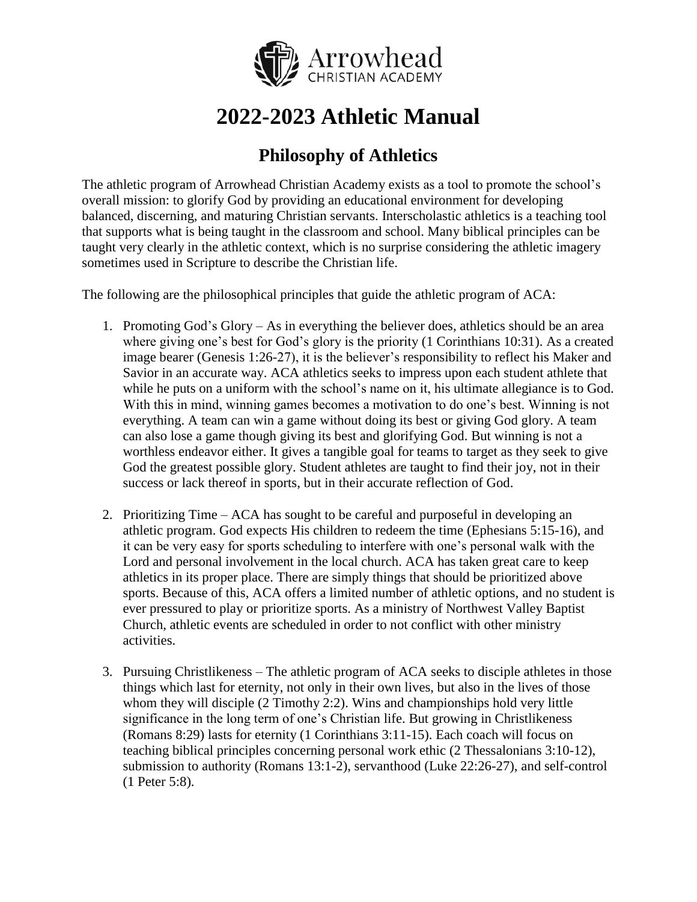Arrowhead
CHRISTIAN ACADEMY

# 2022-2023 Athletic Manual

## Philosophy of Athletics

The athletic program of Arrowhead Christian Academy exists as a tool to promote the school's overall mission: to glorify God by providing an educational environment for developing balanced, discerning, and maturing Christian servants. Interscholastic athletics is a teaching tool that supports what is being taught in the classroom and school. Many biblical principles can be taught very clearly in the athletic context, which is no surprise considering the athletic imagery sometimes used in Scripture to describe the Christian life.

The following are the philosophical principles that guide the athletic program of ACA:

1. Promoting God's Glory – As in everything the believer does, athletics should be an area where giving one's best for God's glory is the priority (1 Corinthians 10:31). As a created image bearer (Genesis 1:26-27), it is the believer's responsibility to reflect his Maker and Savior in an accurate way. ACA athletics seeks to impress upon each student athlete that while he puts on a uniform with the school's name on it, his ultimate allegiance is to God. With this in mind, winning games becomes a motivation to do one's best. Winning is not everything. A team can win a game without doing its best or giving God glory. A team can also lose a game though giving its best and glorifying God. But winning is not a worthless endeavor either. It gives a tangible goal for teams to target as they seek to give God the greatest possible glory. Student athletes are taught to find their joy, not in their success or lack thereof in sports, but in their accurate reflection of God.

2. Prioritizing Time – ACA has sought to be careful and purposeful in developing an athletic program. God expects His children to redeem the time (Ephesians 5:15-16), and it can be very easy for sports scheduling to interfere with one's personal walk with the Lord and personal involvement in the local church. ACA has taken great care to keep athletics in its proper place. There are simply things that should be prioritized above sports. Because of this, ACA offers a limited number of athletic options, and no student is ever pressured to play or prioritize sports. As a ministry of Northwest Valley Baptist Church, athletic events are scheduled in order to not conflict with other ministry activities.

3. Pursuing Christlikeness – The athletic program of ACA seeks to disciple athletes in those things which last for eternity, not only in their own lives, but also in the lives of those whom they will disciple (2 Timothy 2:2). Wins and championships hold very little significance in the long term of one's Christian life. But growing in Christlikeness (Romans 8:29) lasts for eternity (1 Corinthians 3:11-15). Each coach will focus on teaching biblical principles concerning personal work ethic (2 Thessalonians 3:10-12), submission to authority (Romans 13:1-2), servanthood (Luke 22:26-27), and self-control (1 Peter 5:8).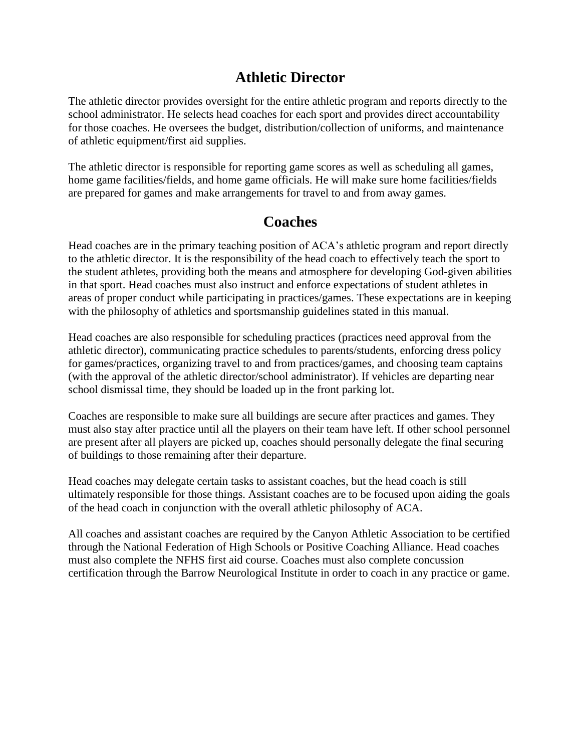## Athletic Director

The athletic director provides oversight for the entire athletic program and reports directly to the school administrator. He selects head coaches for each sport and provides direct accountability for those coaches. He oversees the budget, distribution/collection of uniforms, and maintenance of athletic equipment/first aid supplies.

The athletic director is responsible for reporting game scores as well as scheduling all games, home game facilities/fields, and home game officials. He will make sure home facilities/fields are prepared for games and make arrangements for travel to and from away games.

## Coaches

Head coaches are in the primary teaching position of ACA's athletic program and report directly to the athletic director. It is the responsibility of the head coach to effectively teach the sport to the student athletes, providing both the means and atmosphere for developing God-given abilities in that sport. Head coaches must also instruct and enforce expectations of student athletes in areas of proper conduct while participating in practices/games. These expectations are in keeping with the philosophy of athletics and sportsmanship guidelines stated in this manual.

Head coaches are also responsible for scheduling practices (practices need approval from the athletic director), communicating practice schedules to parents/students, enforcing dress policy for games/practices, organizing travel to and from practices/games, and choosing team captains (with the approval of the athletic director/school administrator). If vehicles are departing near school dismissal time, they should be loaded up in the front parking lot.

Coaches are responsible to make sure all buildings are secure after practices and games. They must also stay after practice until all the players on their team have left. If other school personnel are present after all players are picked up, coaches should personally delegate the final securing of buildings to those remaining after their departure.

Head coaches may delegate certain tasks to assistant coaches, but the head coach is still ultimately responsible for those things. Assistant coaches are to be focused upon aiding the goals of the head coach in conjunction with the overall athletic philosophy of ACA.

All coaches and assistant coaches are required by the Canyon Athletic Association to be certified through the National Federation of High Schools or Positive Coaching Alliance. Head coaches must also complete the NFHS first aid course. Coaches must also complete concussion certification through the Barrow Neurological Institute in order to coach in any practice or game.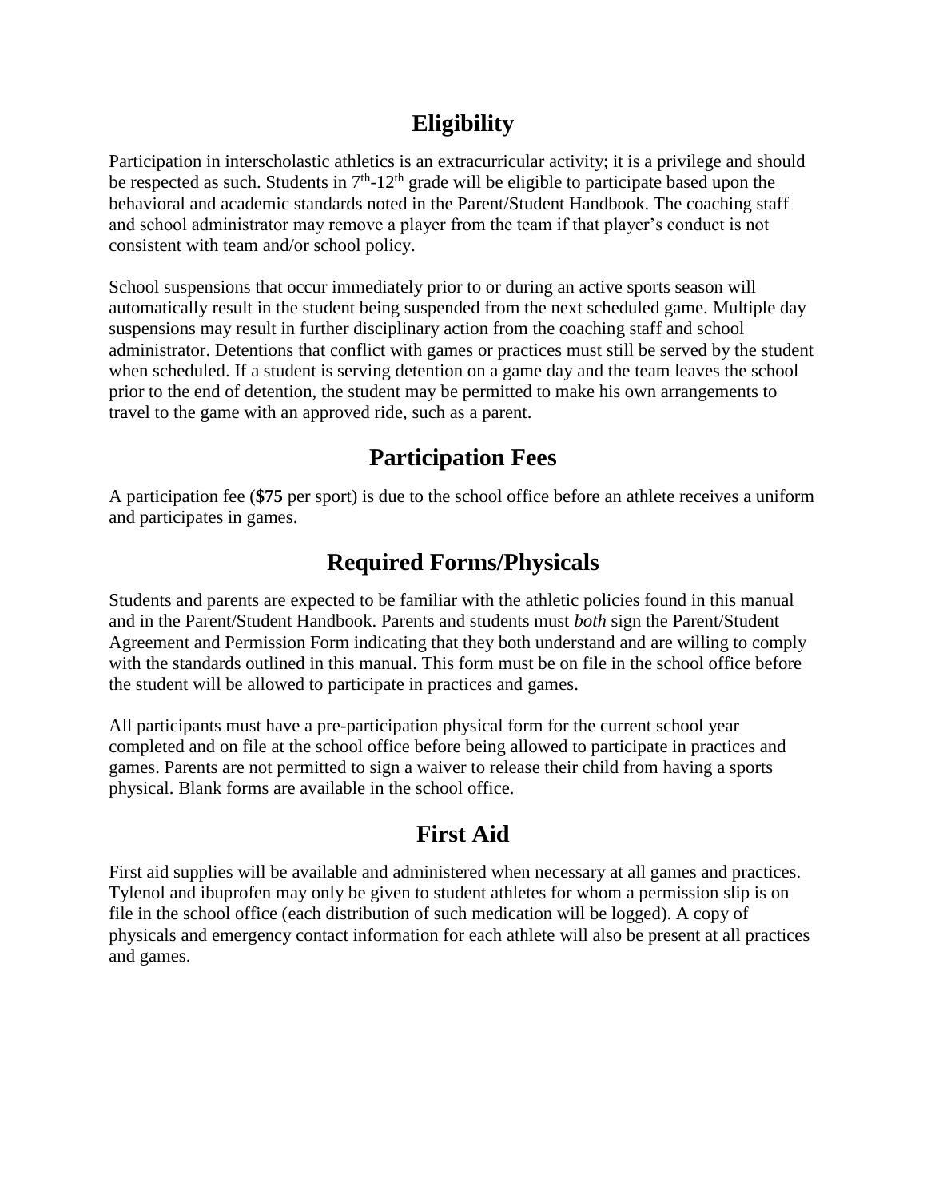## Eligibility

Participation in interscholastic athletics is an extracurricular activity; it is a privilege and should be respected as such. Students in 7th-12th grade will be eligible to participate based upon the behavioral and academic standards noted in the Parent/Student Handbook. The coaching staff and school administrator may remove a player from the team if that player's conduct is not consistent with team and/or school policy.

School suspensions that occur immediately prior to or during an active sports season will automatically result in the student being suspended from the next scheduled game. Multiple day suspensions may result in further disciplinary action from the coaching staff and school administrator. Detentions that conflict with games or practices must still be served by the student when scheduled. If a student is serving detention on a game day and the team leaves the school prior to the end of detention, the student may be permitted to make his own arrangements to travel to the game with an approved ride, such as a parent.

## Participation Fees

A participation fee (**$75** per sport) is due to the school office before an athlete receives a uniform and participates in games.

## Required Forms/Physicals

Students and parents are expected to be familiar with the athletic policies found in this manual and in the Parent/Student Handbook. Parents and students must *both* sign the Parent/Student Agreement and Permission Form indicating that they both understand and are willing to comply with the standards outlined in this manual. This form must be on file in the school office before the student will be allowed to participate in practices and games.

All participants must have a pre-participation physical form for the current school year completed and on file at the school office before being allowed to participate in practices and games. Parents are not permitted to sign a waiver to release their child from having a sports physical. Blank forms are available in the school office.

## First Aid

First aid supplies will be available and administered when necessary at all games and practices. Tylenol and ibuprofen may only be given to student athletes for whom a permission slip is on file in the school office (each distribution of such medication will be logged). A copy of physicals and emergency contact information for each athlete will also be present at all practices and games.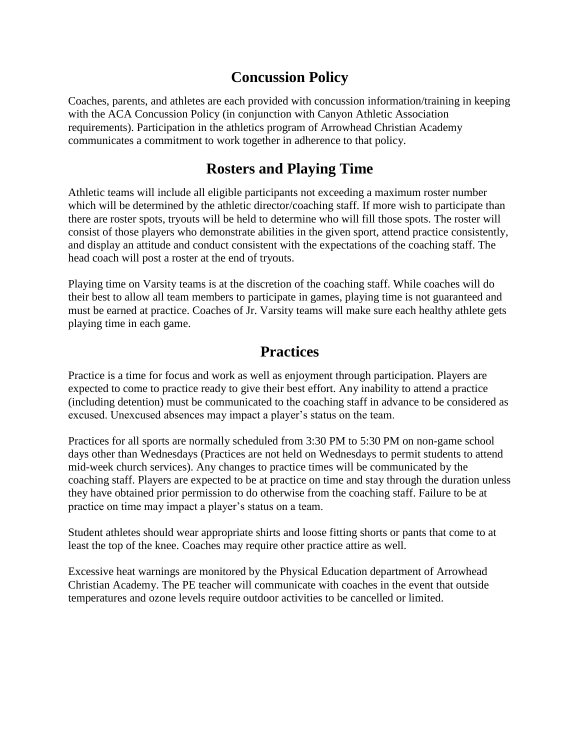## Concussion Policy

Coaches, parents, and athletes are each provided with concussion information/training in keeping with the ACA Concussion Policy (in conjunction with Canyon Athletic Association requirements). Participation in the athletics program of Arrowhead Christian Academy communicates a commitment to work together in adherence to that policy.

## Rosters and Playing Time

Athletic teams will include all eligible participants not exceeding a maximum roster number which will be determined by the athletic director/coaching staff. If more wish to participate than there are roster spots, tryouts will be held to determine who will fill those spots. The roster will consist of those players who demonstrate abilities in the given sport, attend practice consistently, and display an attitude and conduct consistent with the expectations of the coaching staff. The head coach will post a roster at the end of tryouts.

Playing time on Varsity teams is at the discretion of the coaching staff. While coaches will do their best to allow all team members to participate in games, playing time is not guaranteed and must be earned at practice. Coaches of Jr. Varsity teams will make sure each healthy athlete gets playing time in each game.

## Practices

Practice is a time for focus and work as well as enjoyment through participation. Players are expected to come to practice ready to give their best effort. Any inability to attend a practice (including detention) must be communicated to the coaching staff in advance to be considered as excused. Unexcused absences may impact a player's status on the team.

Practices for all sports are normally scheduled from 3:30 PM to 5:30 PM on non-game school days other than Wednesdays (Practices are not held on Wednesdays to permit students to attend mid-week church services). Any changes to practice times will be communicated by the coaching staff. Players are expected to be at practice on time and stay through the duration unless they have obtained prior permission to do otherwise from the coaching staff. Failure to be at practice on time may impact a player's status on a team.

Student athletes should wear appropriate shirts and loose fitting shorts or pants that come to at least the top of the knee. Coaches may require other practice attire as well.

Excessive heat warnings are monitored by the Physical Education department of Arrowhead Christian Academy. The PE teacher will communicate with coaches in the event that outside temperatures and ozone levels require outdoor activities to be cancelled or limited.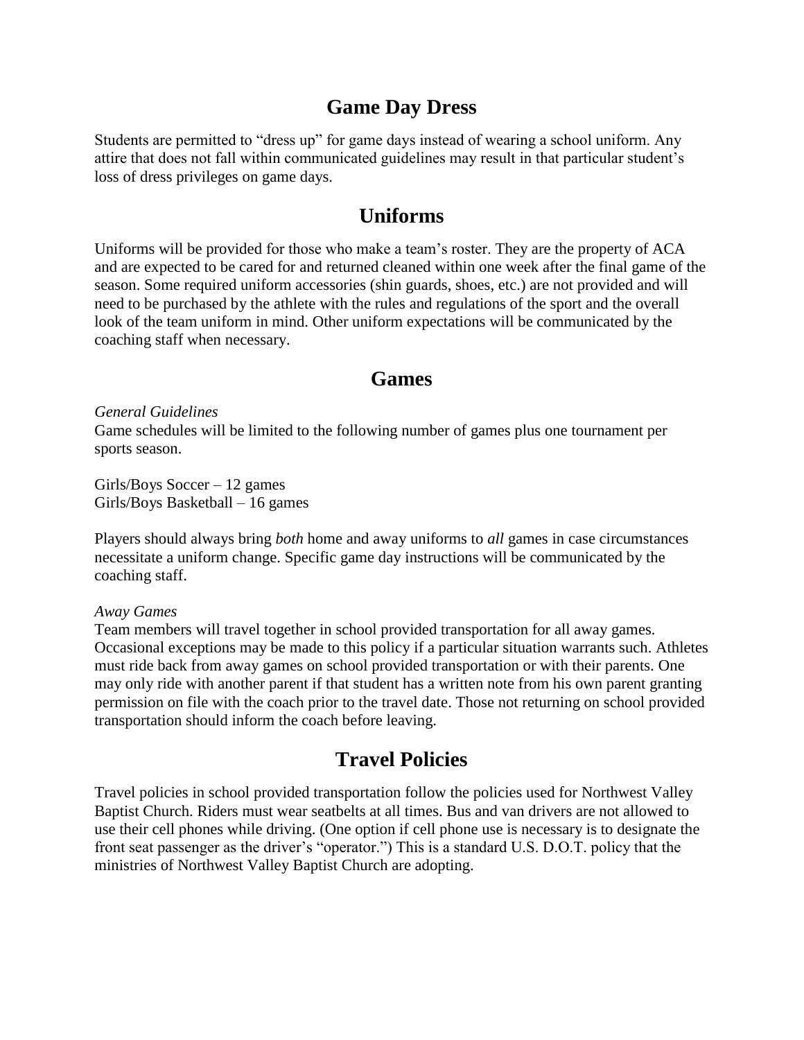## Game Day Dress

Students are permitted to "dress up" for game days instead of wearing a school uniform. Any attire that does not fall within communicated guidelines may result in that particular student's loss of dress privileges on game days.

## Uniforms

Uniforms will be provided for those who make a team's roster. They are the property of ACA and are expected to be cared for and returned cleaned within one week after the final game of the season. Some required uniform accessories (shin guards, shoes, etc.) are not provided and will need to be purchased by the athlete with the rules and regulations of the sport and the overall look of the team uniform in mind. Other uniform expectations will be communicated by the coaching staff when necessary.

## Games

*General Guidelines*
Game schedules will be limited to the following number of games plus one tournament per sports season.

Girls/Boys Soccer – 12 games
Girls/Boys Basketball – 16 games

Players should always bring *both* home and away uniforms to *all* games in case circumstances necessitate a uniform change. Specific game day instructions will be communicated by the coaching staff.

*Away Games*
Team members will travel together in school provided transportation for all away games. Occasional exceptions may be made to this policy if a particular situation warrants such. Athletes must ride back from away games on school provided transportation or with their parents. One may only ride with another parent if that student has a written note from his own parent granting permission on file with the coach prior to the travel date. Those not returning on school provided transportation should inform the coach before leaving.

## Travel Policies

Travel policies in school provided transportation follow the policies used for Northwest Valley Baptist Church. Riders must wear seatbelts at all times. Bus and van drivers are not allowed to use their cell phones while driving. (One option if cell phone use is necessary is to designate the front seat passenger as the driver's "operator.") This is a standard U.S. D.O.T. policy that the ministries of Northwest Valley Baptist Church are adopting.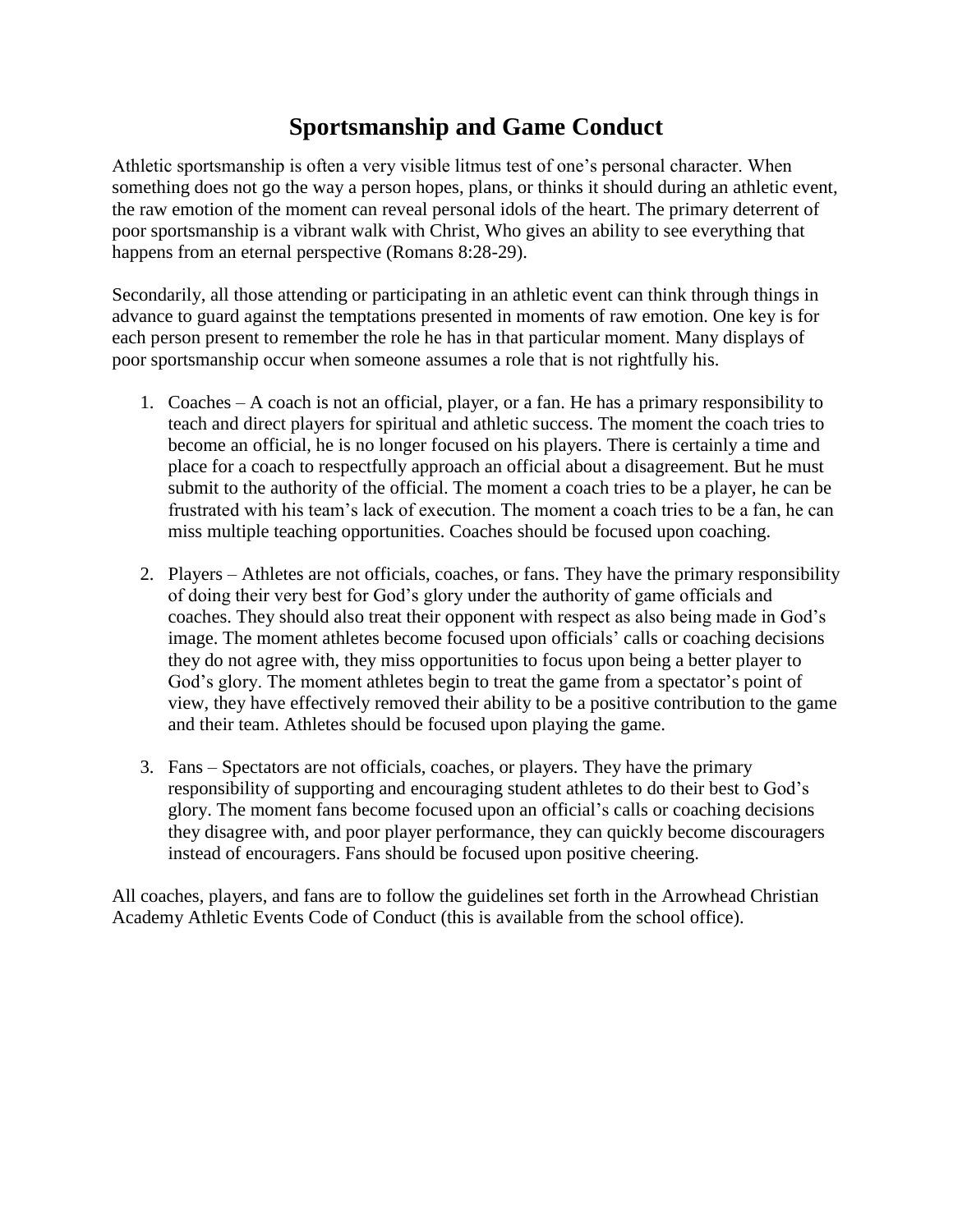# Sportsmanship and Game Conduct

Athletic sportsmanship is often a very visible litmus test of one's personal character. When something does not go the way a person hopes, plans, or thinks it should during an athletic event, the raw emotion of the moment can reveal personal idols of the heart. The primary deterrent of poor sportsmanship is a vibrant walk with Christ, Who gives an ability to see everything that happens from an eternal perspective (Romans 8:28-29).

Secondarily, all those attending or participating in an athletic event can think through things in advance to guard against the temptations presented in moments of raw emotion. One key is for each person present to remember the role he has in that particular moment. Many displays of poor sportsmanship occur when someone assumes a role that is not rightfully his.

1. Coaches – A coach is not an official, player, or a fan. He has a primary responsibility to teach and direct players for spiritual and athletic success. The moment the coach tries to become an official, he is no longer focused on his players. There is certainly a time and place for a coach to respectfully approach an official about a disagreement. But he must submit to the authority of the official. The moment a coach tries to be a player, he can be frustrated with his team's lack of execution. The moment a coach tries to be a fan, he can miss multiple teaching opportunities. Coaches should be focused upon coaching.

2. Players – Athletes are not officials, coaches, or fans. They have the primary responsibility of doing their very best for God's glory under the authority of game officials and coaches. They should also treat their opponent with respect as also being made in God's image. The moment athletes become focused upon officials' calls or coaching decisions they do not agree with, they miss opportunities to focus upon being a better player to God's glory. The moment athletes begin to treat the game from a spectator's point of view, they have effectively removed their ability to be a positive contribution to the game and their team. Athletes should be focused upon playing the game.

3. Fans – Spectators are not officials, coaches, or players. They have the primary responsibility of supporting and encouraging student athletes to do their best to God's glory. The moment fans become focused upon an official's calls or coaching decisions they disagree with, and poor player performance, they can quickly become discouragers instead of encouragers. Fans should be focused upon positive cheering.

All coaches, players, and fans are to follow the guidelines set forth in the Arrowhead Christian Academy Athletic Events Code of Conduct (this is available from the school office).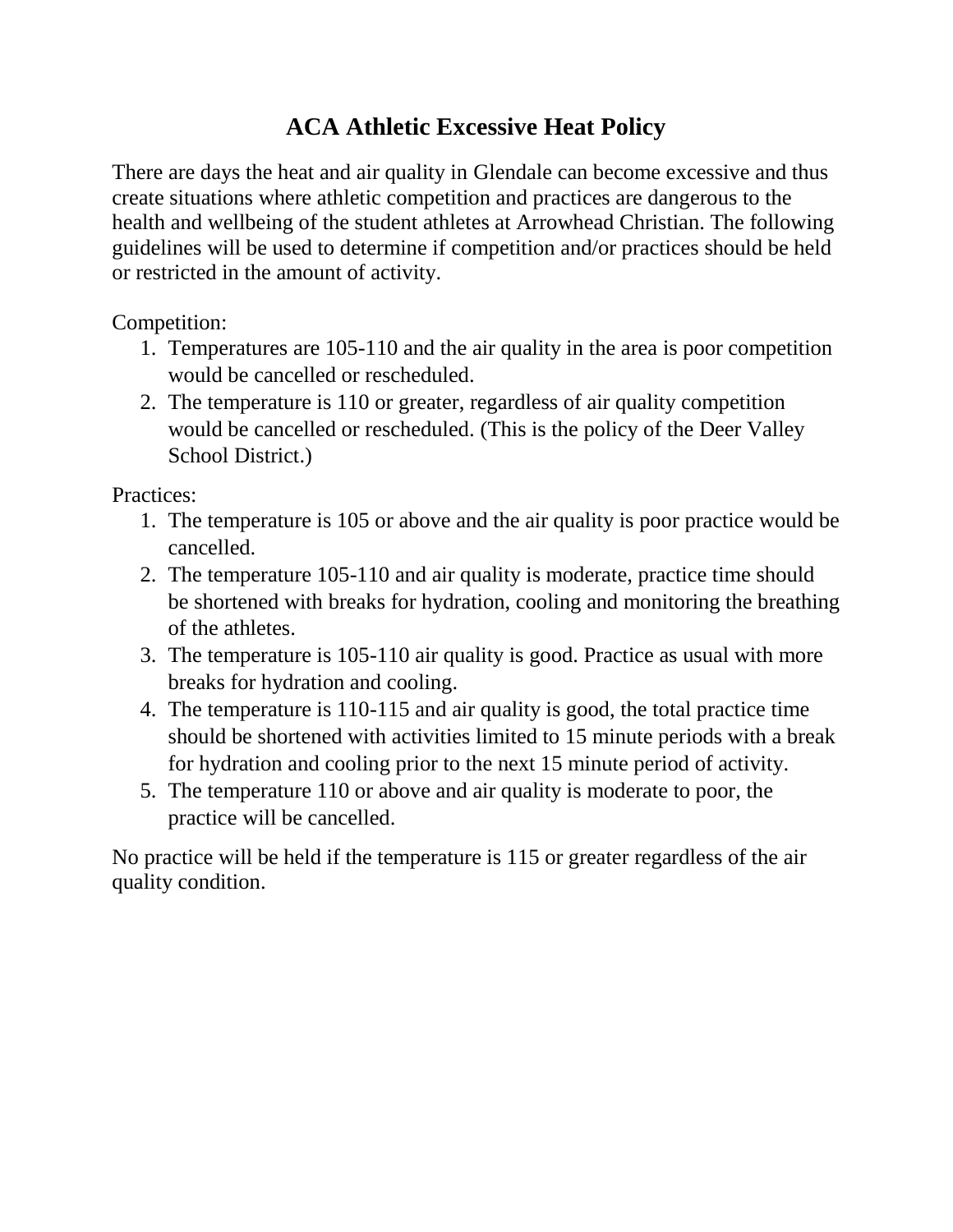# ACA Athletic Excessive Heat Policy

There are days the heat and air quality in Glendale can become excessive and thus create situations where athletic competition and practices are dangerous to the health and wellbeing of the student athletes at Arrowhead Christian. The following guidelines will be used to determine if competition and/or practices should be held or restricted in the amount of activity.

Competition:

1. Temperatures are 105-110 and the air quality in the area is poor competition would be cancelled or rescheduled.
2. The temperature is 110 or greater, regardless of air quality competition would be cancelled or rescheduled. (This is the policy of the Deer Valley School District.)

Practices:

1. The temperature is 105 or above and the air quality is poor practice would be cancelled.
2. The temperature 105-110 and air quality is moderate, practice time should be shortened with breaks for hydration, cooling and monitoring the breathing of the athletes.
3. The temperature is 105-110 air quality is good. Practice as usual with more breaks for hydration and cooling.
4. The temperature is 110-115 and air quality is good, the total practice time should be shortened with activities limited to 15 minute periods with a break for hydration and cooling prior to the next 15 minute period of activity.
5. The temperature 110 or above and air quality is moderate to poor, the practice will be cancelled.

No practice will be held if the temperature is 115 or greater regardless of the air quality condition.